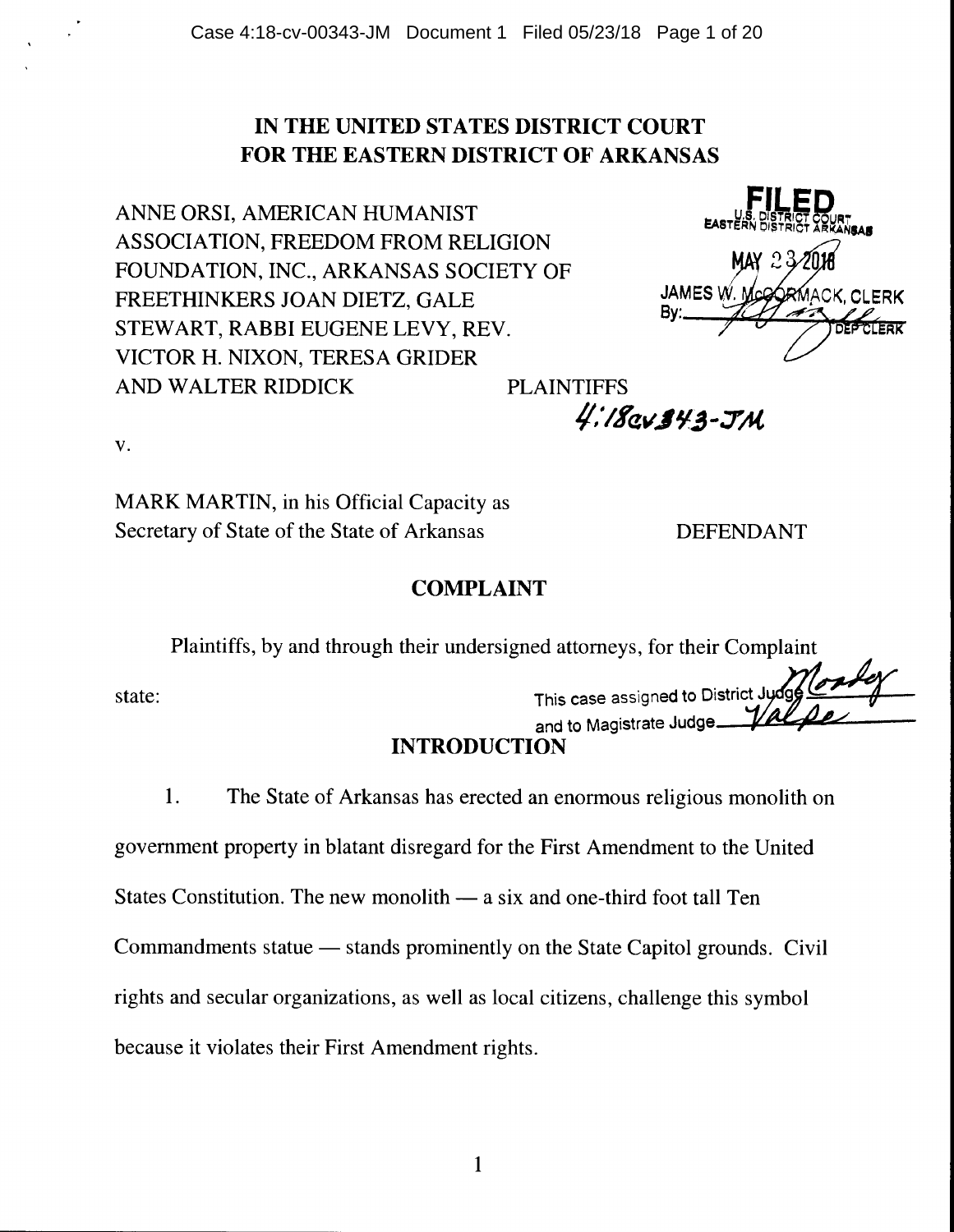# IN THE UNITED STATES DISTRICT COURT
# FOR THE EASTERN DISTRICT OF ARKANSAS

ANNE ORSI, AMERICAN HUMANIST ASSOCIATION, FREEDOM FROM RELIGION FOUNDATION, INC., ARKANSAS SOCIETY OF FREETHINKERS JOAN DIETZ, GALE STEWART, RABBI EUGENE LEVY, REV. VICTOR H. NIXON, TERESA GRIDER AND WALTER RIDDICK — PLAINTIFFS

FILED
U.S. DISTRICT COURT
EASTERN DISTRICT ARKANSAS
MAY 23 2018
JAMES W. McCORMACK, CLERK
By: DEP CLERK

4:18cv343-JM

v.

MARK MARTIN, in his Official Capacity as Secretary of State of the State of Arkansas — DEFENDANT

## COMPLAINT

Plaintiffs, by and through their undersigned attorneys, for their Complaint state:

This case assigned to District Judge Moody
and to Magistrate Judge Volpe

## INTRODUCTION

1. The State of Arkansas has erected an enormous religious monolith on government property in blatant disregard for the First Amendment to the United States Constitution. The new monolith — a six and one-third foot tall Ten Commandments statue — stands prominently on the State Capitol grounds. Civil rights and secular organizations, as well as local citizens, challenge this symbol because it violates their First Amendment rights.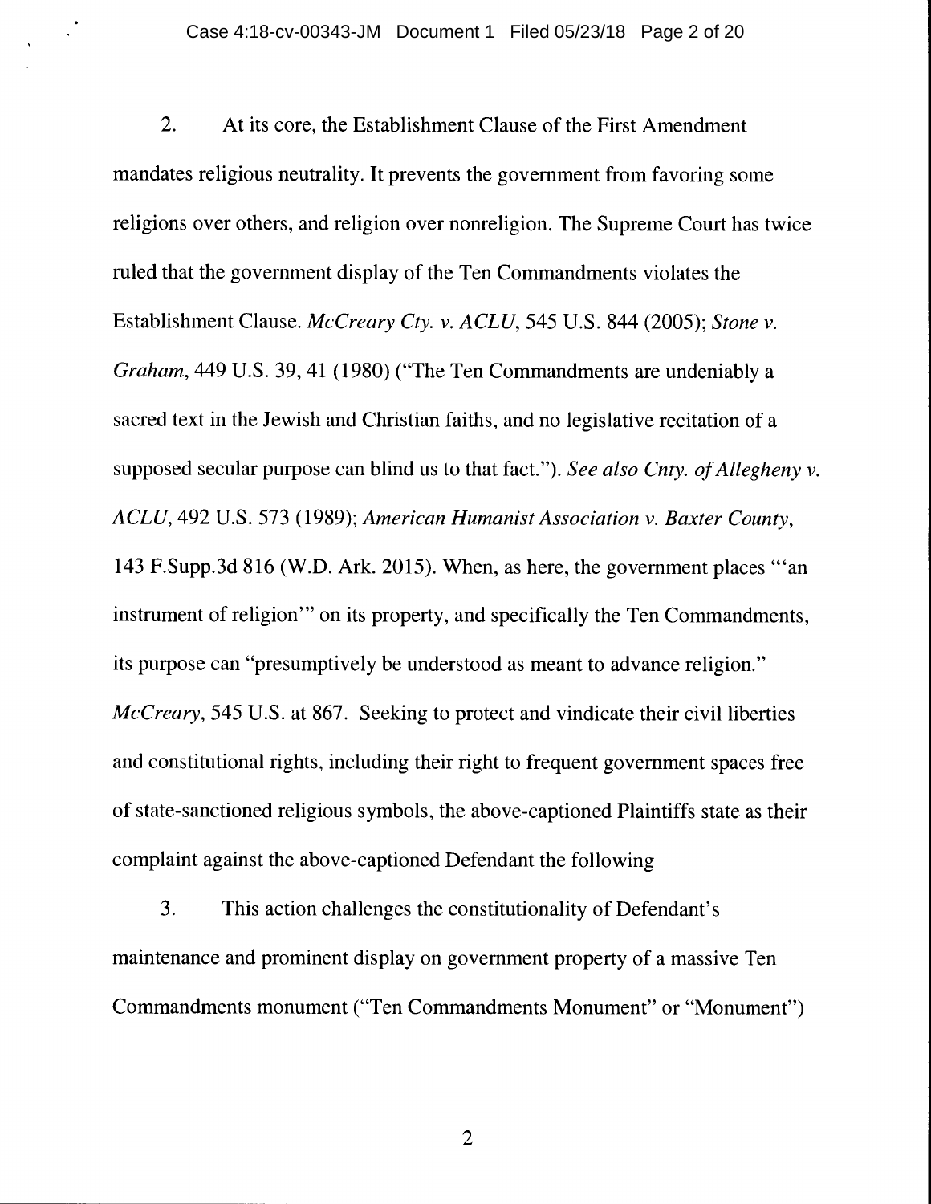2. At its core, the Establishment Clause of the First Amendment mandates religious neutrality. It prevents the government from favoring some religions over others, and religion over nonreligion. The Supreme Court has twice ruled that the government display of the Ten Commandments violates the Establishment Clause. *McCreary Cty. v. ACLU*, 545 U.S. 844 (2005); *Stone v. Graham*, 449 U.S. 39, 41 (1980) ("The Ten Commandments are undeniably a sacred text in the Jewish and Christian faiths, and no legislative recitation of a supposed secular purpose can blind us to that fact."). *See also Cnty. of Allegheny v. ACLU*, 492 U.S. 573 (1989); *American Humanist Association v. Baxter County*, 143 F.Supp.3d 816 (W.D. Ark. 2015). When, as here, the government places "'an instrument of religion'" on its property, and specifically the Ten Commandments, its purpose can "presumptively be understood as meant to advance religion." *McCreary*, 545 U.S. at 867. Seeking to protect and vindicate their civil liberties and constitutional rights, including their right to frequent government spaces free of state-sanctioned religious symbols, the above-captioned Plaintiffs state as their complaint against the above-captioned Defendant the following

3. This action challenges the constitutionality of Defendant's maintenance and prominent display on government property of a massive Ten Commandments monument ("Ten Commandments Monument" or "Monument")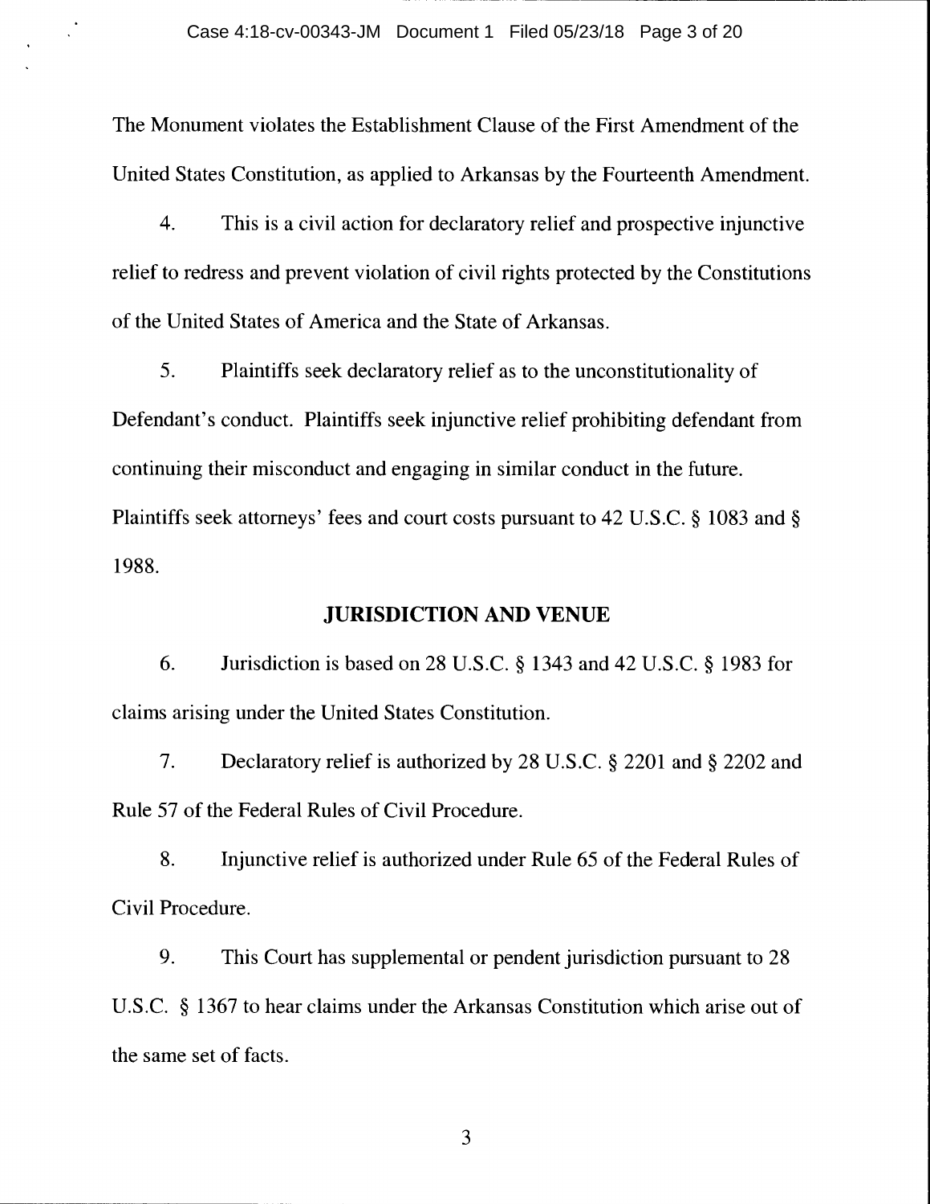The Monument violates the Establishment Clause of the First Amendment of the United States Constitution, as applied to Arkansas by the Fourteenth Amendment.

4. This is a civil action for declaratory relief and prospective injunctive relief to redress and prevent violation of civil rights protected by the Constitutions of the United States of America and the State of Arkansas.

5. Plaintiffs seek declaratory relief as to the unconstitutionality of Defendant's conduct. Plaintiffs seek injunctive relief prohibiting defendant from continuing their misconduct and engaging in similar conduct in the future. Plaintiffs seek attorneys' fees and court costs pursuant to 42 U.S.C. § 1083 and § 1988.

## JURISDICTION AND VENUE

6. Jurisdiction is based on 28 U.S.C. § 1343 and 42 U.S.C. § 1983 for claims arising under the United States Constitution.

7. Declaratory relief is authorized by 28 U.S.C. § 2201 and § 2202 and Rule 57 of the Federal Rules of Civil Procedure.

8. Injunctive relief is authorized under Rule 65 of the Federal Rules of Civil Procedure.

9. This Court has supplemental or pendent jurisdiction pursuant to 28 U.S.C. § 1367 to hear claims under the Arkansas Constitution which arise out of the same set of facts.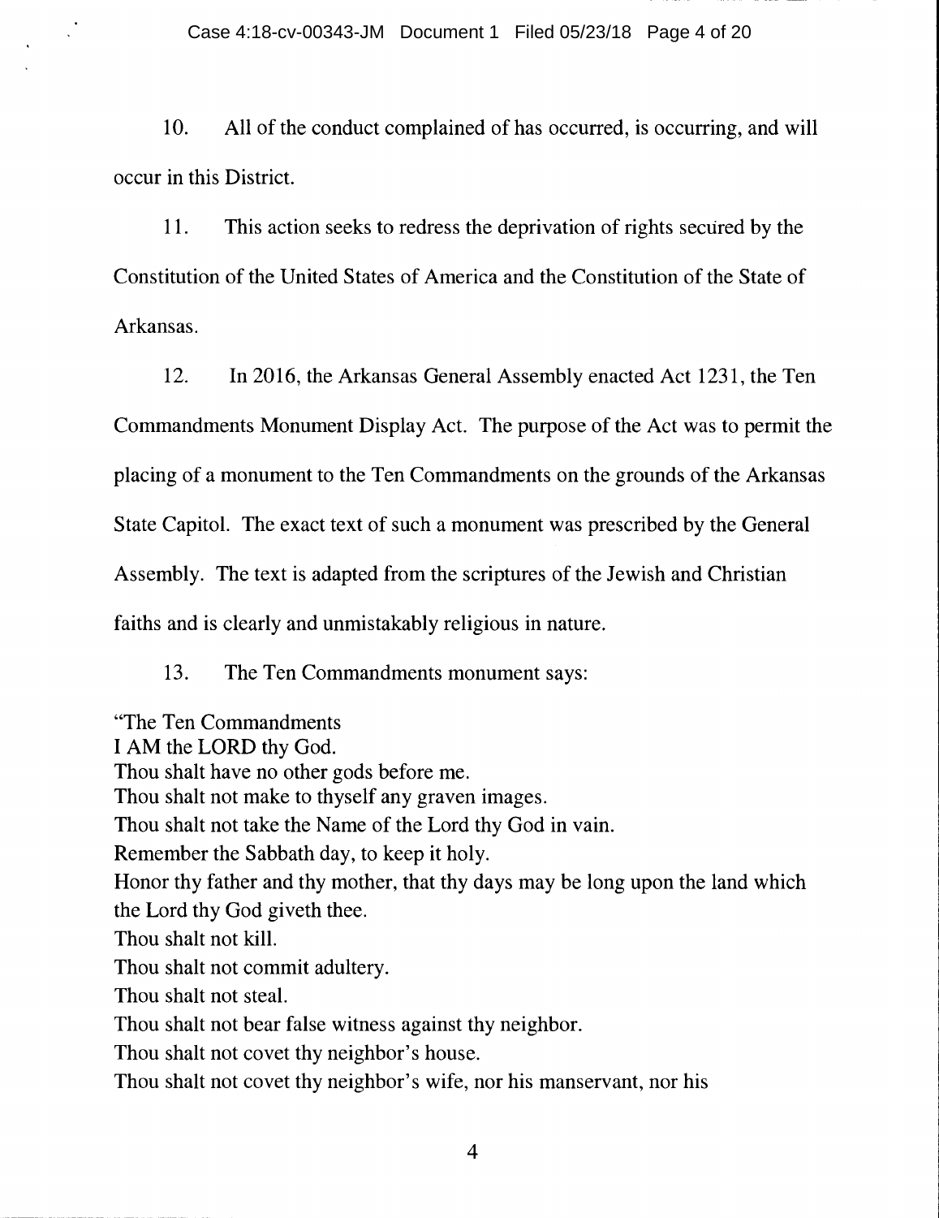10. All of the conduct complained of has occurred, is occurring, and will occur in this District.

11. This action seeks to redress the deprivation of rights secured by the Constitution of the United States of America and the Constitution of the State of Arkansas.

12. In 2016, the Arkansas General Assembly enacted Act 1231, the Ten Commandments Monument Display Act. The purpose of the Act was to permit the placing of a monument to the Ten Commandments on the grounds of the Arkansas State Capitol. The exact text of such a monument was prescribed by the General Assembly. The text is adapted from the scriptures of the Jewish and Christian faiths and is clearly and unmistakably religious in nature.

13. The Ten Commandments monument says:

"The Ten Commandments
I AM the LORD thy God.
Thou shalt have no other gods before me.
Thou shalt not make to thyself any graven images.
Thou shalt not take the Name of the Lord thy God in vain.
Remember the Sabbath day, to keep it holy.
Honor thy father and thy mother, that thy days may be long upon the land which the Lord thy God giveth thee.
Thou shalt not kill.
Thou shalt not commit adultery.
Thou shalt not steal.
Thou shalt not bear false witness against thy neighbor.
Thou shalt not covet thy neighbor's house.
Thou shalt not covet thy neighbor's wife, nor his manservant, nor his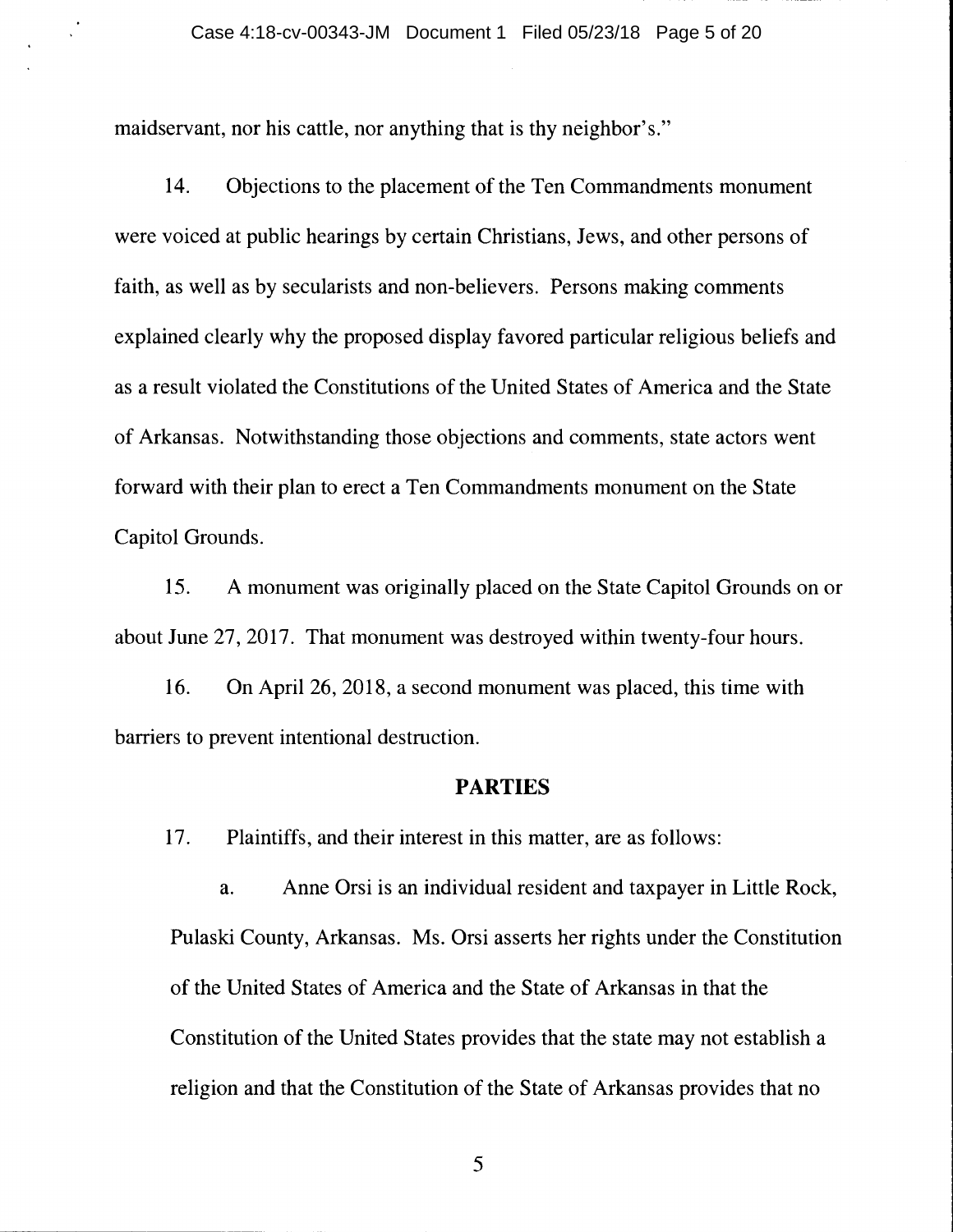maidservant, nor his cattle, nor anything that is thy neighbor's."

14. Objections to the placement of the Ten Commandments monument were voiced at public hearings by certain Christians, Jews, and other persons of faith, as well as by secularists and non-believers. Persons making comments explained clearly why the proposed display favored particular religious beliefs and as a result violated the Constitutions of the United States of America and the State of Arkansas. Notwithstanding those objections and comments, state actors went forward with their plan to erect a Ten Commandments monument on the State Capitol Grounds.

15. A monument was originally placed on the State Capitol Grounds on or about June 27, 2017. That monument was destroyed within twenty-four hours.

16. On April 26, 2018, a second monument was placed, this time with barriers to prevent intentional destruction.

## PARTIES

17. Plaintiffs, and their interest in this matter, are as follows:

a. Anne Orsi is an individual resident and taxpayer in Little Rock, Pulaski County, Arkansas. Ms. Orsi asserts her rights under the Constitution of the United States of America and the State of Arkansas in that the Constitution of the United States provides that the state may not establish a religion and that the Constitution of the State of Arkansas provides that no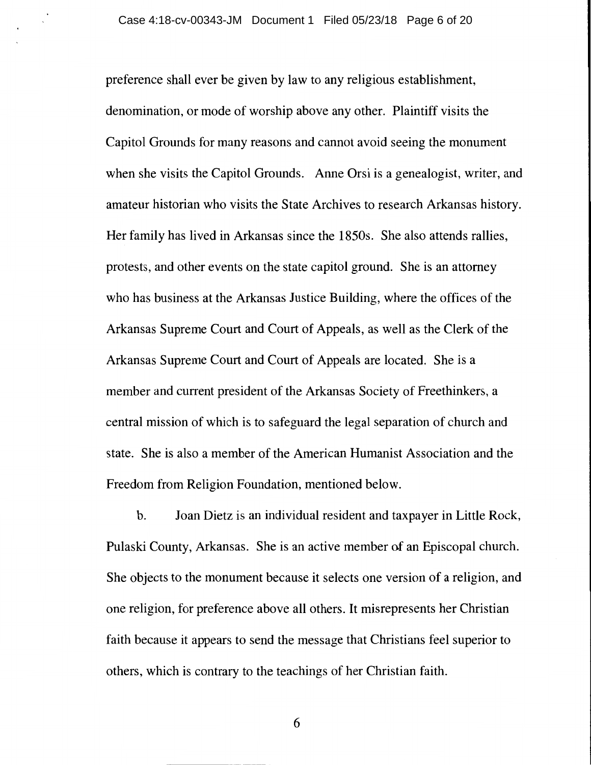preference shall ever be given by law to any religious establishment, denomination, or mode of worship above any other. Plaintiff visits the Capitol Grounds for many reasons and cannot avoid seeing the monument when she visits the Capitol Grounds. Anne Orsi is a genealogist, writer, and amateur historian who visits the State Archives to research Arkansas history. Her family has lived in Arkansas since the 1850s. She also attends rallies, protests, and other events on the state capitol ground. She is an attorney who has business at the Arkansas Justice Building, where the offices of the Arkansas Supreme Court and Court of Appeals, as well as the Clerk of the Arkansas Supreme Court and Court of Appeals are located. She is a member and current president of the Arkansas Society of Freethinkers, a central mission of which is to safeguard the legal separation of church and state. She is also a member of the American Humanist Association and the Freedom from Religion Foundation, mentioned below.

b. Joan Dietz is an individual resident and taxpayer in Little Rock, Pulaski County, Arkansas. She is an active member of an Episcopal church. She objects to the monument because it selects one version of a religion, and one religion, for preference above all others. It misrepresents her Christian faith because it appears to send the message that Christians feel superior to others, which is contrary to the teachings of her Christian faith.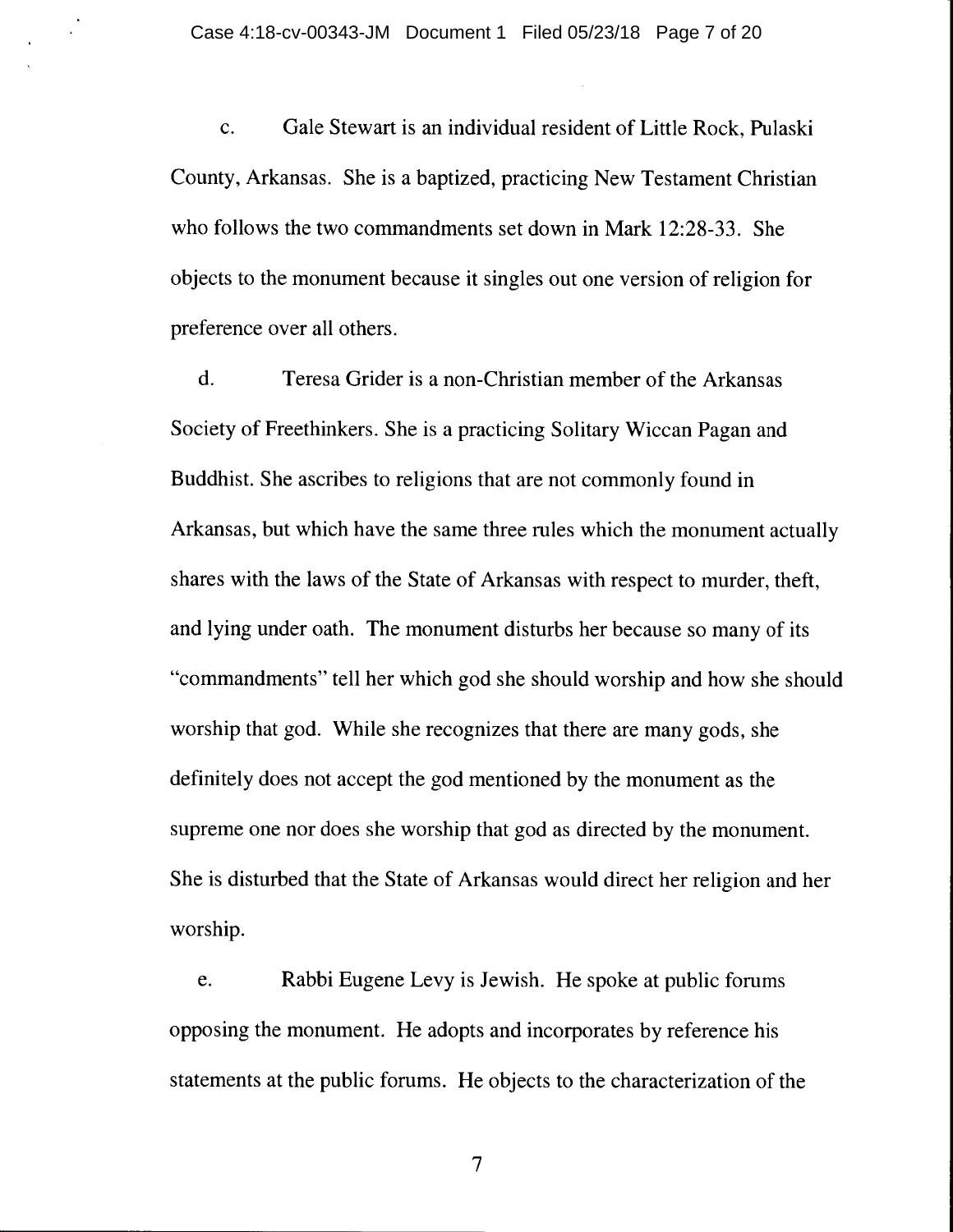c. Gale Stewart is an individual resident of Little Rock, Pulaski County, Arkansas. She is a baptized, practicing New Testament Christian who follows the two commandments set down in Mark 12:28-33. She objects to the monument because it singles out one version of religion for preference over all others.

d. Teresa Grider is a non-Christian member of the Arkansas Society of Freethinkers. She is a practicing Solitary Wiccan Pagan and Buddhist. She ascribes to religions that are not commonly found in Arkansas, but which have the same three rules which the monument actually shares with the laws of the State of Arkansas with respect to murder, theft, and lying under oath. The monument disturbs her because so many of its "commandments" tell her which god she should worship and how she should worship that god. While she recognizes that there are many gods, she definitely does not accept the god mentioned by the monument as the supreme one nor does she worship that god as directed by the monument. She is disturbed that the State of Arkansas would direct her religion and her worship.

e. Rabbi Eugene Levy is Jewish. He spoke at public forums opposing the monument. He adopts and incorporates by reference his statements at the public forums. He objects to the characterization of the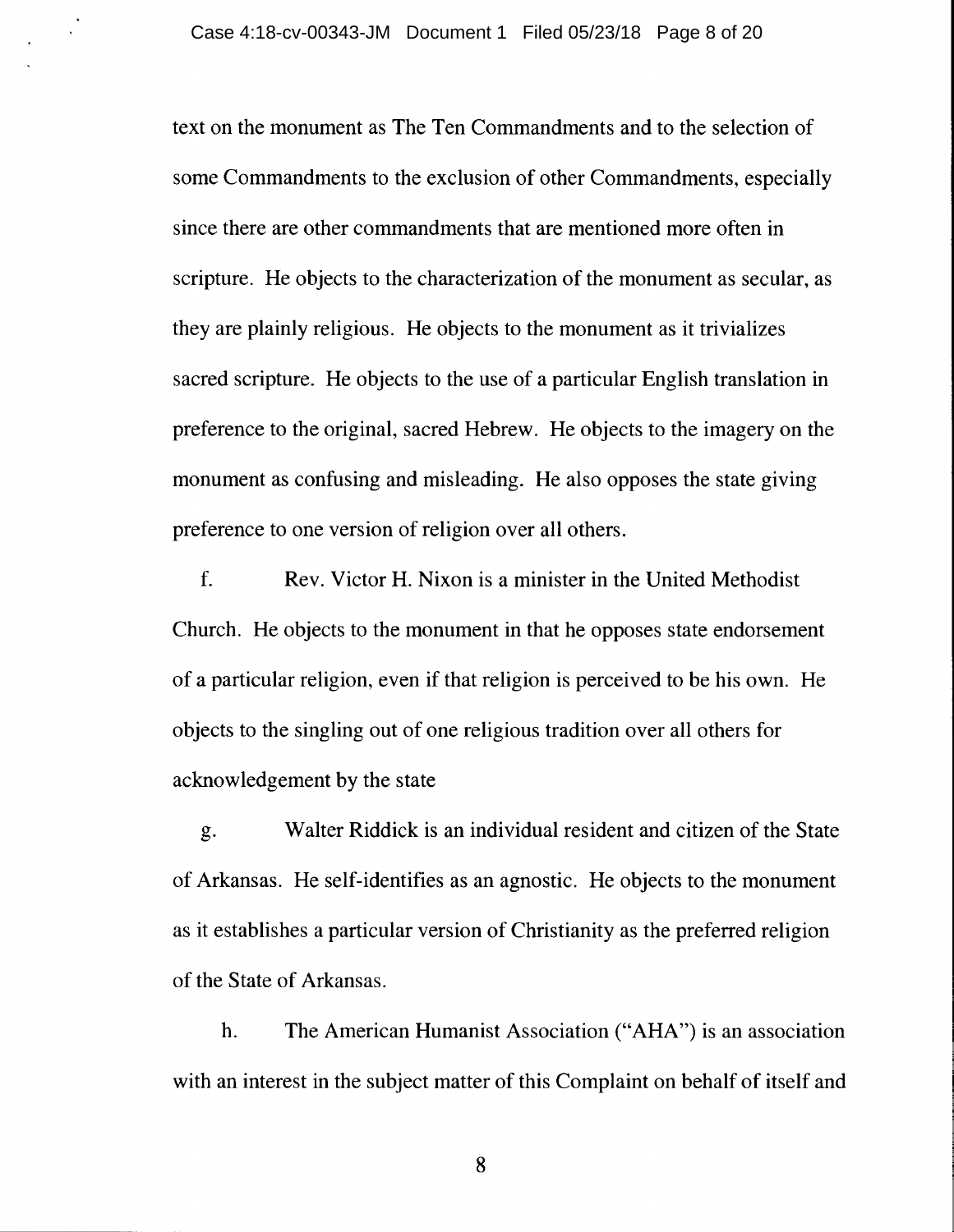text on the monument as The Ten Commandments and to the selection of some Commandments to the exclusion of other Commandments, especially since there are other commandments that are mentioned more often in scripture. He objects to the characterization of the monument as secular, as they are plainly religious. He objects to the monument as it trivializes sacred scripture. He objects to the use of a particular English translation in preference to the original, sacred Hebrew. He objects to the imagery on the monument as confusing and misleading. He also opposes the state giving preference to one version of religion over all others.

f. Rev. Victor H. Nixon is a minister in the United Methodist Church. He objects to the monument in that he opposes state endorsement of a particular religion, even if that religion is perceived to be his own. He objects to the singling out of one religious tradition over all others for acknowledgement by the state

g. Walter Riddick is an individual resident and citizen of the State of Arkansas. He self-identifies as an agnostic. He objects to the monument as it establishes a particular version of Christianity as the preferred religion of the State of Arkansas.

h. The American Humanist Association ("AHA") is an association with an interest in the subject matter of this Complaint on behalf of itself and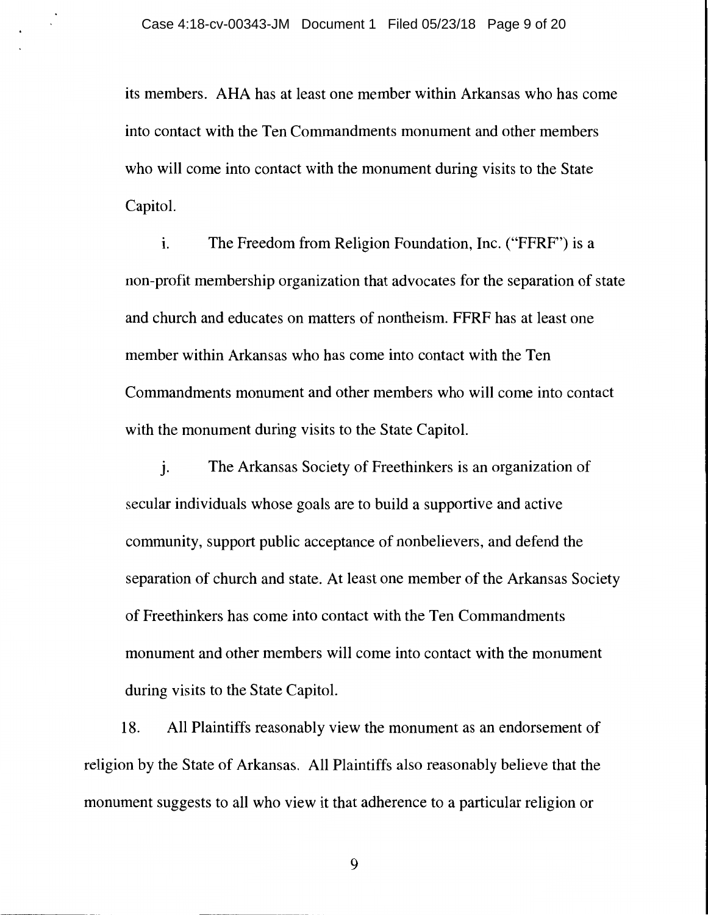its members. AHA has at least one member within Arkansas who has come into contact with the Ten Commandments monument and other members who will come into contact with the monument during visits to the State Capitol.

i. The Freedom from Religion Foundation, Inc. ("FFRF") is a non-profit membership organization that advocates for the separation of state and church and educates on matters of nontheism. FFRF has at least one member within Arkansas who has come into contact with the Ten Commandments monument and other members who will come into contact with the monument during visits to the State Capitol.

j. The Arkansas Society of Freethinkers is an organization of secular individuals whose goals are to build a supportive and active community, support public acceptance of nonbelievers, and defend the separation of church and state. At least one member of the Arkansas Society of Freethinkers has come into contact with the Ten Commandments monument and other members will come into contact with the monument during visits to the State Capitol.

18. All Plaintiffs reasonably view the monument as an endorsement of religion by the State of Arkansas. All Plaintiffs also reasonably believe that the monument suggests to all who view it that adherence to a particular religion or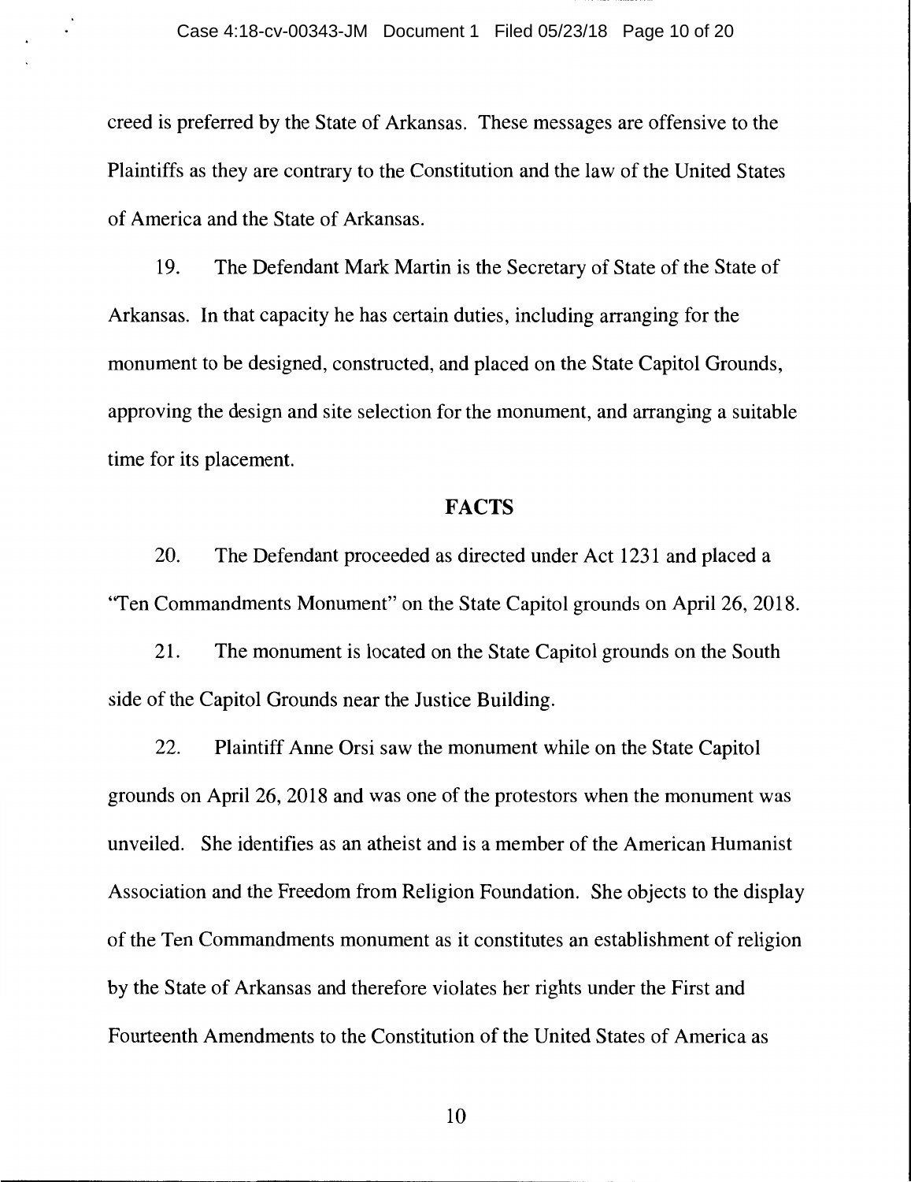creed is preferred by the State of Arkansas. These messages are offensive to the Plaintiffs as they are contrary to the Constitution and the law of the United States of America and the State of Arkansas.

19. The Defendant Mark Martin is the Secretary of State of the State of Arkansas. In that capacity he has certain duties, including arranging for the monument to be designed, constructed, and placed on the State Capitol Grounds, approving the design and site selection for the monument, and arranging a suitable time for its placement.

## FACTS

20. The Defendant proceeded as directed under Act 1231 and placed a "Ten Commandments Monument" on the State Capitol grounds on April 26, 2018.

21. The monument is located on the State Capitol grounds on the South side of the Capitol Grounds near the Justice Building.

22. Plaintiff Anne Orsi saw the monument while on the State Capitol grounds on April 26, 2018 and was one of the protestors when the monument was unveiled. She identifies as an atheist and is a member of the American Humanist Association and the Freedom from Religion Foundation. She objects to the display of the Ten Commandments monument as it constitutes an establishment of religion by the State of Arkansas and therefore violates her rights under the First and Fourteenth Amendments to the Constitution of the United States of America as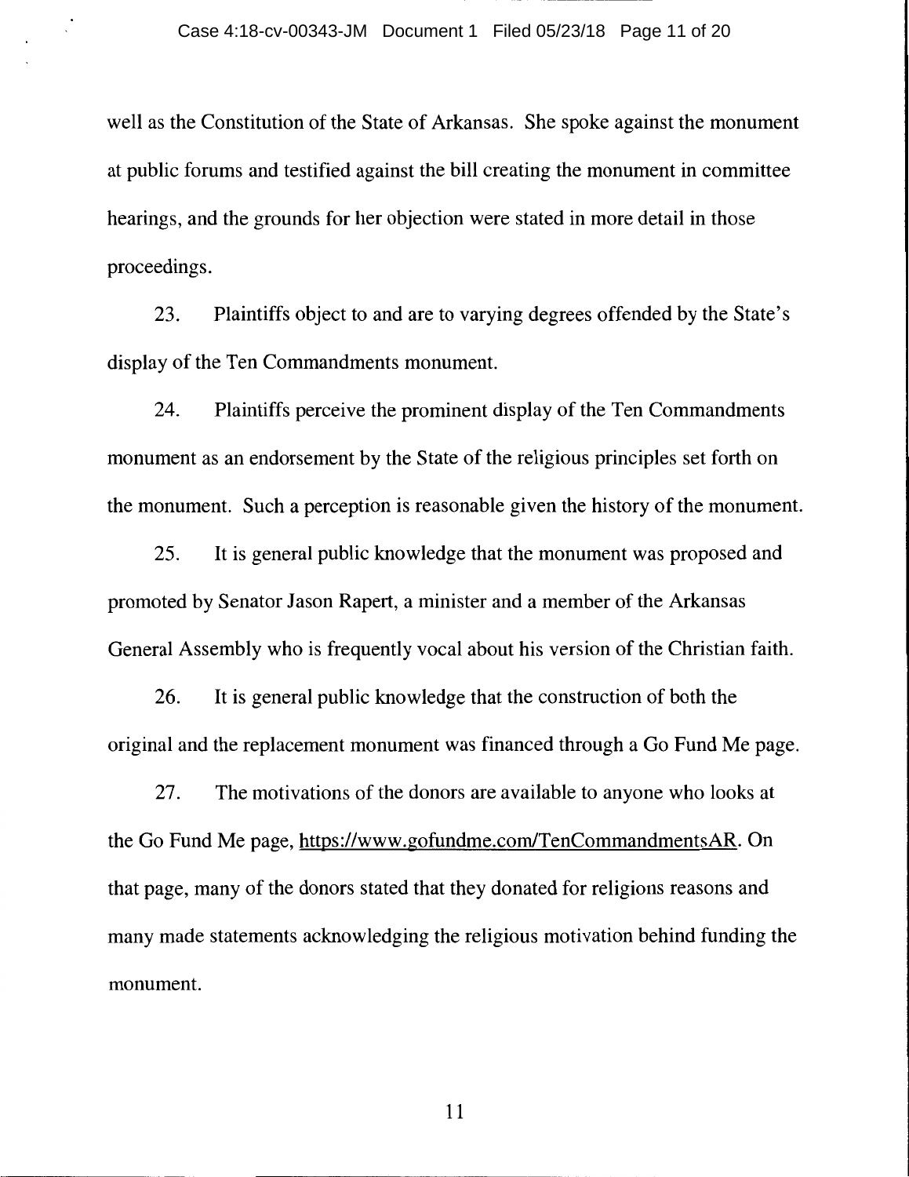well as the Constitution of the State of Arkansas. She spoke against the monument at public forums and testified against the bill creating the monument in committee hearings, and the grounds for her objection were stated in more detail in those proceedings.

23. Plaintiffs object to and are to varying degrees offended by the State's display of the Ten Commandments monument.

24. Plaintiffs perceive the prominent display of the Ten Commandments monument as an endorsement by the State of the religious principles set forth on the monument. Such a perception is reasonable given the history of the monument.

25. It is general public knowledge that the monument was proposed and promoted by Senator Jason Rapert, a minister and a member of the Arkansas General Assembly who is frequently vocal about his version of the Christian faith.

26. It is general public knowledge that the construction of both the original and the replacement monument was financed through a Go Fund Me page.

27. The motivations of the donors are available to anyone who looks at the Go Fund Me page, https://www.gofundme.com/TenCommandmentsAR. On that page, many of the donors stated that they donated for religious reasons and many made statements acknowledging the religious motivation behind funding the monument.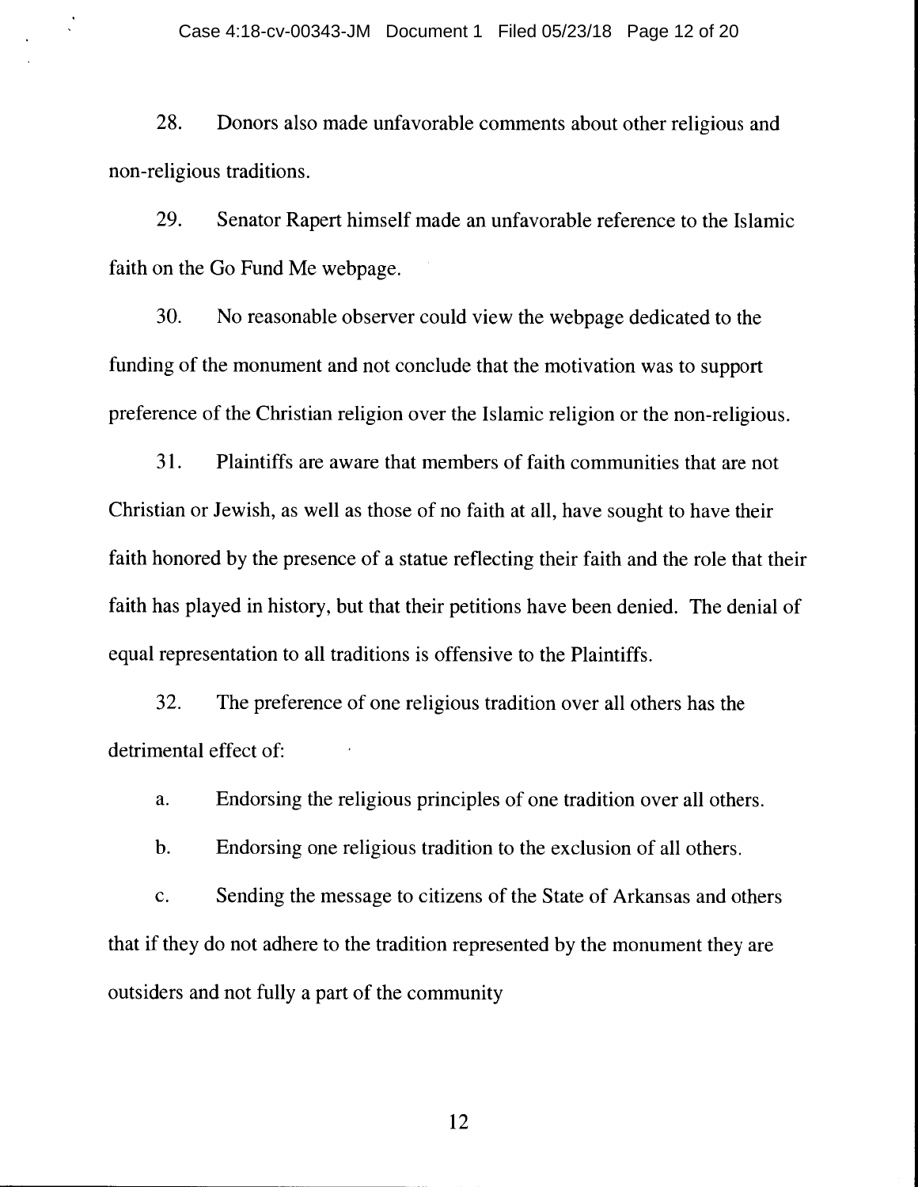28. Donors also made unfavorable comments about other religious and non-religious traditions.

29. Senator Rapert himself made an unfavorable reference to the Islamic faith on the Go Fund Me webpage.

30. No reasonable observer could view the webpage dedicated to the funding of the monument and not conclude that the motivation was to support preference of the Christian religion over the Islamic religion or the non-religious.

31. Plaintiffs are aware that members of faith communities that are not Christian or Jewish, as well as those of no faith at all, have sought to have their faith honored by the presence of a statue reflecting their faith and the role that their faith has played in history, but that their petitions have been denied. The denial of equal representation to all traditions is offensive to the Plaintiffs.

32. The preference of one religious tradition over all others has the detrimental effect of:

a. Endorsing the religious principles of one tradition over all others.

b. Endorsing one religious tradition to the exclusion of all others.

c. Sending the message to citizens of the State of Arkansas and others that if they do not adhere to the tradition represented by the monument they are outsiders and not fully a part of the community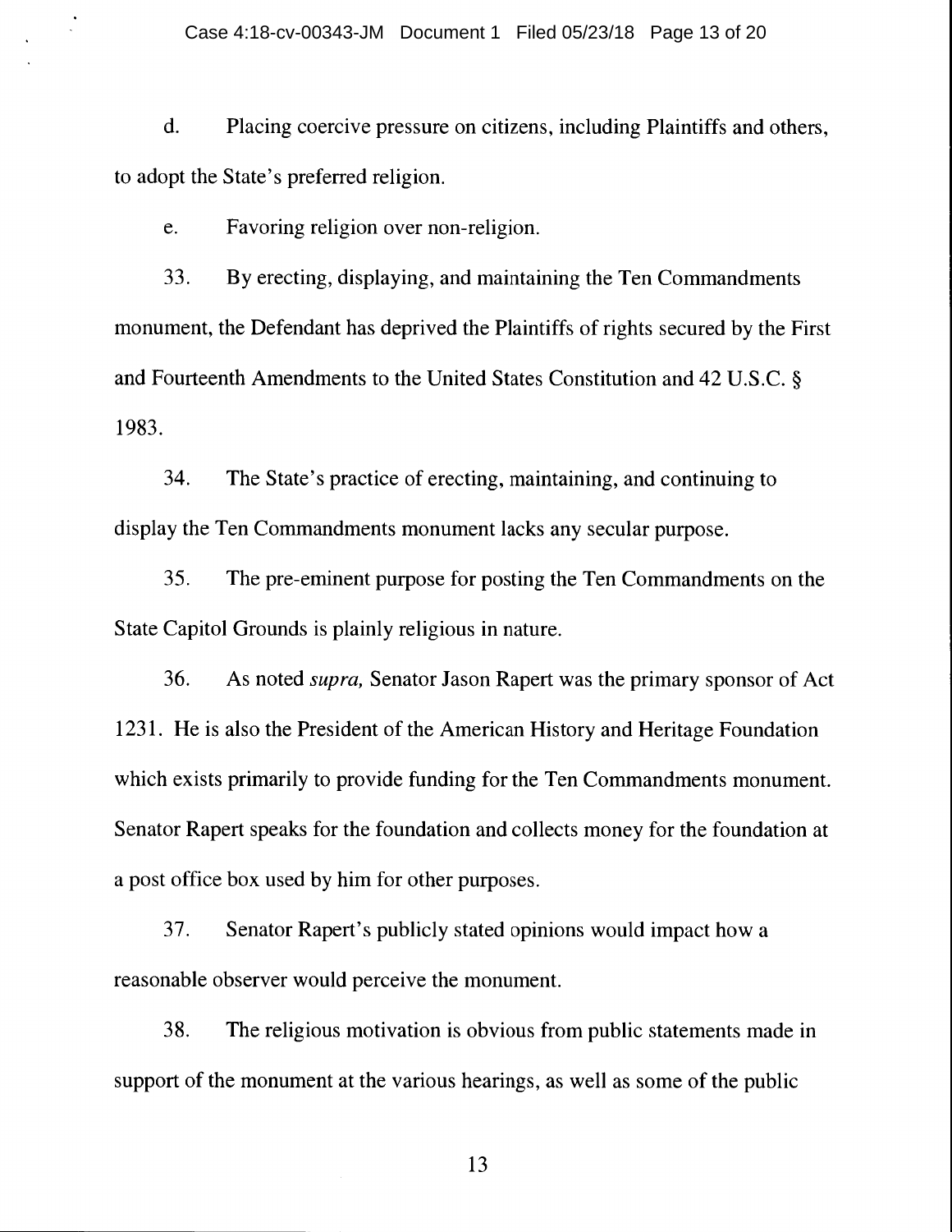d. Placing coercive pressure on citizens, including Plaintiffs and others, to adopt the State's preferred religion.

e. Favoring religion over non-religion.

33. By erecting, displaying, and maintaining the Ten Commandments monument, the Defendant has deprived the Plaintiffs of rights secured by the First and Fourteenth Amendments to the United States Constitution and 42 U.S.C. § 1983.

34. The State's practice of erecting, maintaining, and continuing to display the Ten Commandments monument lacks any secular purpose.

35. The pre-eminent purpose for posting the Ten Commandments on the State Capitol Grounds is plainly religious in nature.

36. As noted *supra,* Senator Jason Rapert was the primary sponsor of Act 1231. He is also the President of the American History and Heritage Foundation which exists primarily to provide funding for the Ten Commandments monument. Senator Rapert speaks for the foundation and collects money for the foundation at a post office box used by him for other purposes.

37. Senator Rapert's publicly stated opinions would impact how a reasonable observer would perceive the monument.

38. The religious motivation is obvious from public statements made in support of the monument at the various hearings, as well as some of the public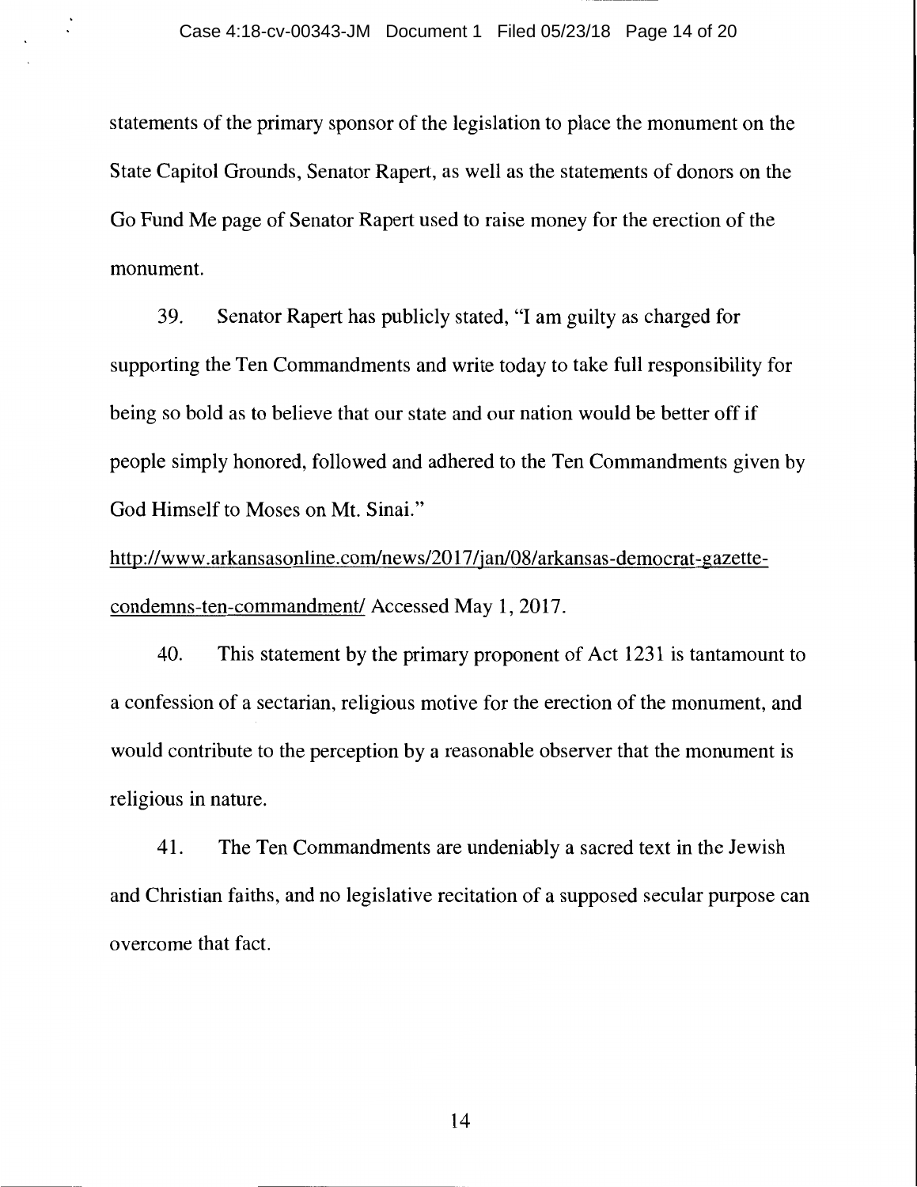statements of the primary sponsor of the legislation to place the monument on the State Capitol Grounds, Senator Rapert, as well as the statements of donors on the Go Fund Me page of Senator Rapert used to raise money for the erection of the monument.

39. Senator Rapert has publicly stated, "I am guilty as charged for supporting the Ten Commandments and write today to take full responsibility for being so bold as to believe that our state and our nation would be better off if people simply honored, followed and adhered to the Ten Commandments given by God Himself to Moses on Mt. Sinai."

http://www.arkansasonline.com/news/2017/jan/08/arkansas-democrat-gazette-condemns-ten-commandment/ Accessed May 1, 2017.

40. This statement by the primary proponent of Act 1231 is tantamount to a confession of a sectarian, religious motive for the erection of the monument, and would contribute to the perception by a reasonable observer that the monument is religious in nature.

41. The Ten Commandments are undeniably a sacred text in the Jewish and Christian faiths, and no legislative recitation of a supposed secular purpose can overcome that fact.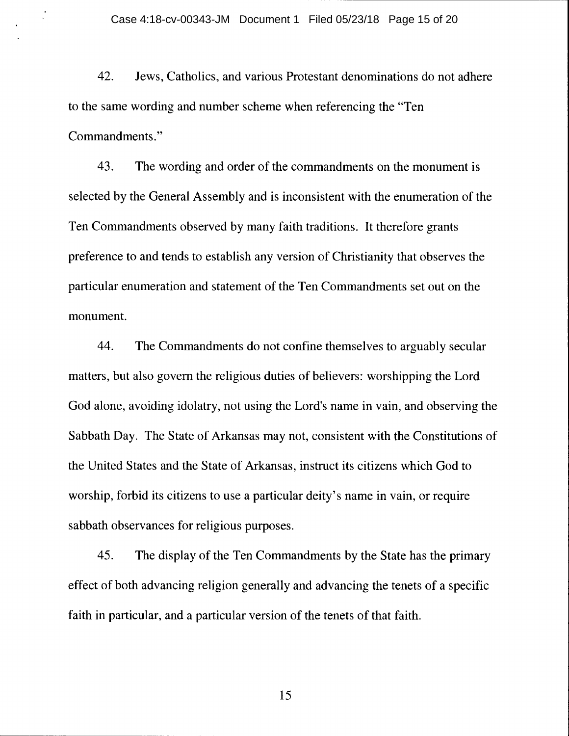42. Jews, Catholics, and various Protestant denominations do not adhere to the same wording and number scheme when referencing the "Ten Commandments."

43. The wording and order of the commandments on the monument is selected by the General Assembly and is inconsistent with the enumeration of the Ten Commandments observed by many faith traditions. It therefore grants preference to and tends to establish any version of Christianity that observes the particular enumeration and statement of the Ten Commandments set out on the monument.

44. The Commandments do not confine themselves to arguably secular matters, but also govern the religious duties of believers: worshipping the Lord God alone, avoiding idolatry, not using the Lord's name in vain, and observing the Sabbath Day. The State of Arkansas may not, consistent with the Constitutions of the United States and the State of Arkansas, instruct its citizens which God to worship, forbid its citizens to use a particular deity's name in vain, or require sabbath observances for religious purposes.

45. The display of the Ten Commandments by the State has the primary effect of both advancing religion generally and advancing the tenets of a specific faith in particular, and a particular version of the tenets of that faith.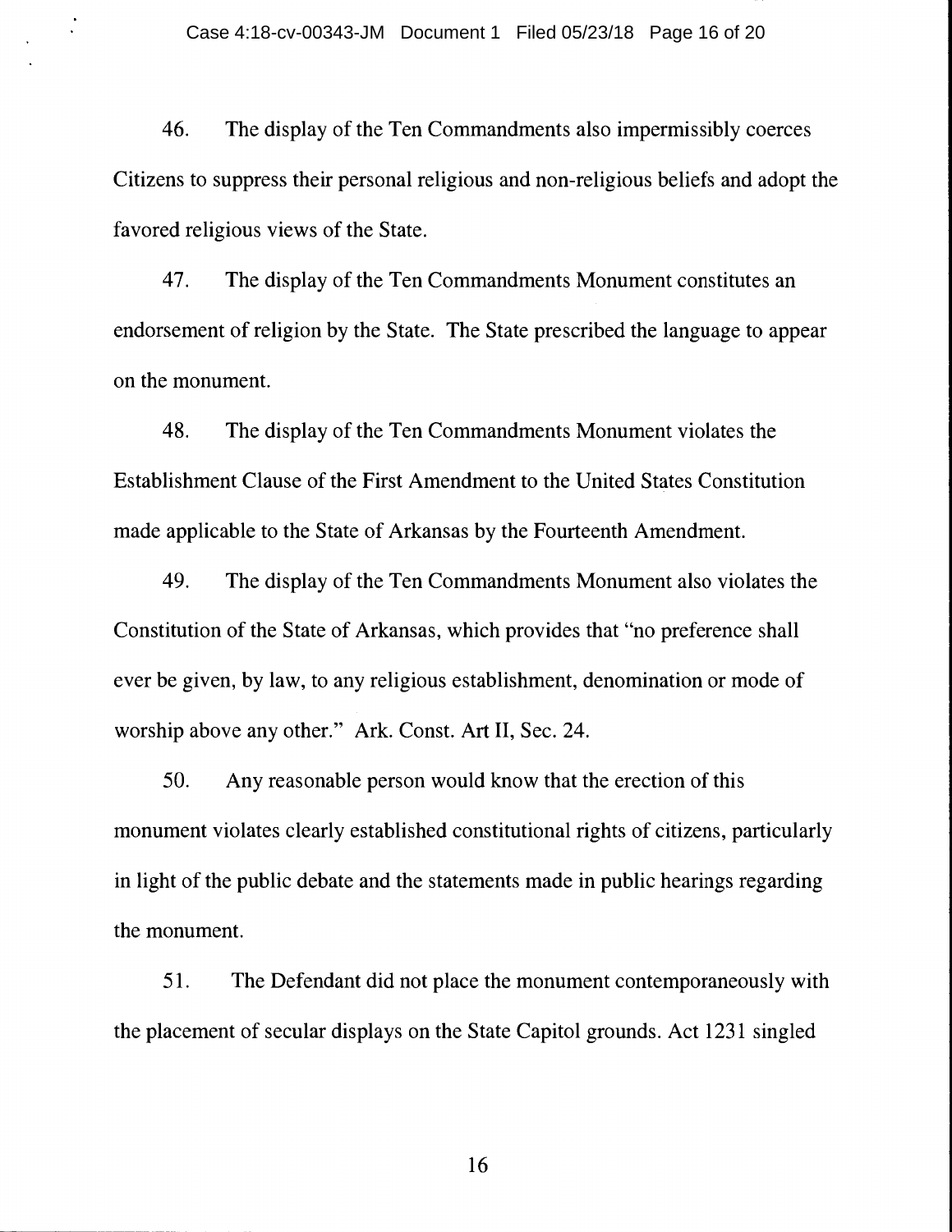46. The display of the Ten Commandments also impermissibly coerces Citizens to suppress their personal religious and non-religious beliefs and adopt the favored religious views of the State.

47. The display of the Ten Commandments Monument constitutes an endorsement of religion by the State. The State prescribed the language to appear on the monument.

48. The display of the Ten Commandments Monument violates the Establishment Clause of the First Amendment to the United States Constitution made applicable to the State of Arkansas by the Fourteenth Amendment.

49. The display of the Ten Commandments Monument also violates the Constitution of the State of Arkansas, which provides that "no preference shall ever be given, by law, to any religious establishment, denomination or mode of worship above any other." Ark. Const. Art II, Sec. 24.

50. Any reasonable person would know that the erection of this monument violates clearly established constitutional rights of citizens, particularly in light of the public debate and the statements made in public hearings regarding the monument.

51. The Defendant did not place the monument contemporaneously with the placement of secular displays on the State Capitol grounds. Act 1231 singled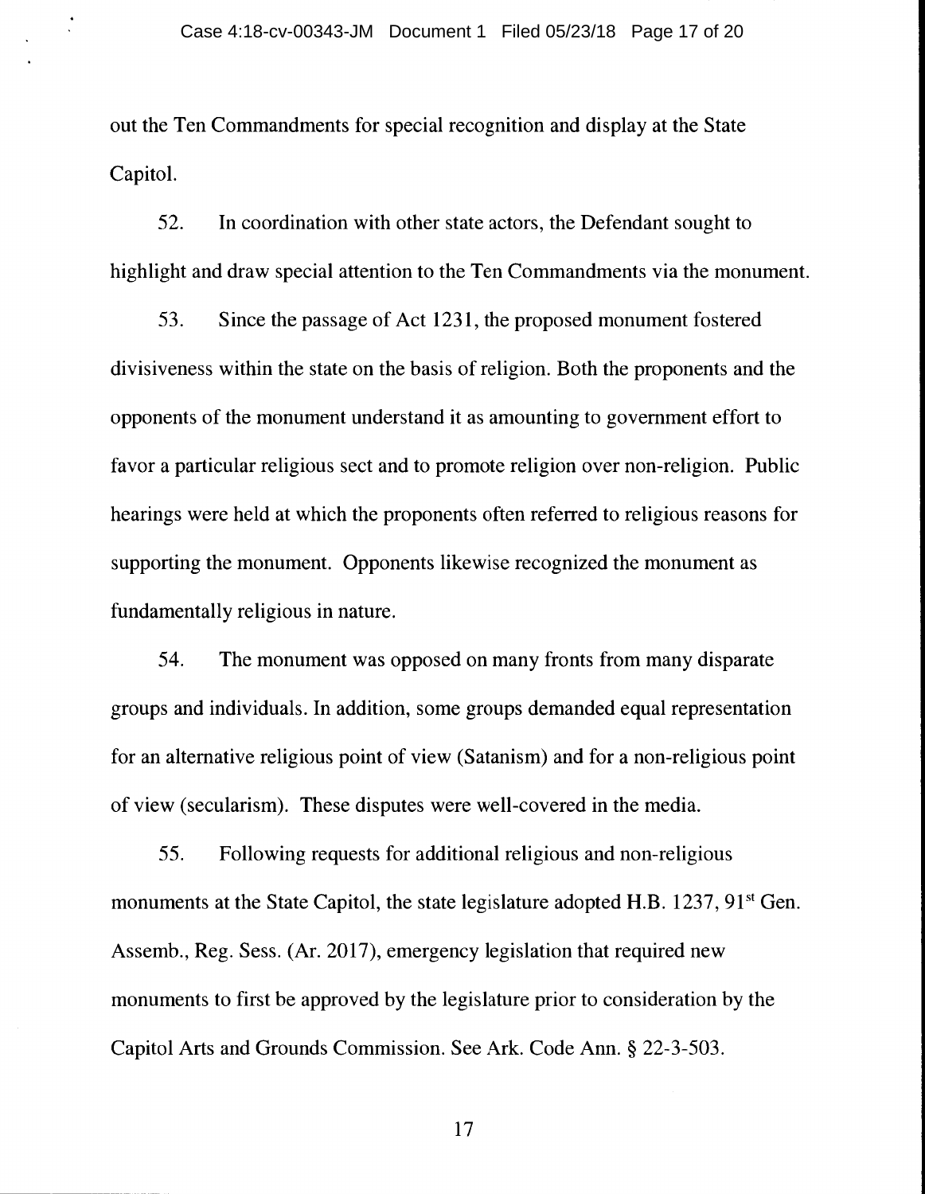out the Ten Commandments for special recognition and display at the State Capitol.

52. In coordination with other state actors, the Defendant sought to highlight and draw special attention to the Ten Commandments via the monument.

53. Since the passage of Act 1231, the proposed monument fostered divisiveness within the state on the basis of religion. Both the proponents and the opponents of the monument understand it as amounting to government effort to favor a particular religious sect and to promote religion over non-religion. Public hearings were held at which the proponents often referred to religious reasons for supporting the monument. Opponents likewise recognized the monument as fundamentally religious in nature.

54. The monument was opposed on many fronts from many disparate groups and individuals. In addition, some groups demanded equal representation for an alternative religious point of view (Satanism) and for a non-religious point of view (secularism). These disputes were well-covered in the media.

55. Following requests for additional religious and non-religious monuments at the State Capitol, the state legislature adopted H.B. 1237, 91st Gen. Assemb., Reg. Sess. (Ar. 2017), emergency legislation that required new monuments to first be approved by the legislature prior to consideration by the Capitol Arts and Grounds Commission. See Ark. Code Ann. § 22-3-503.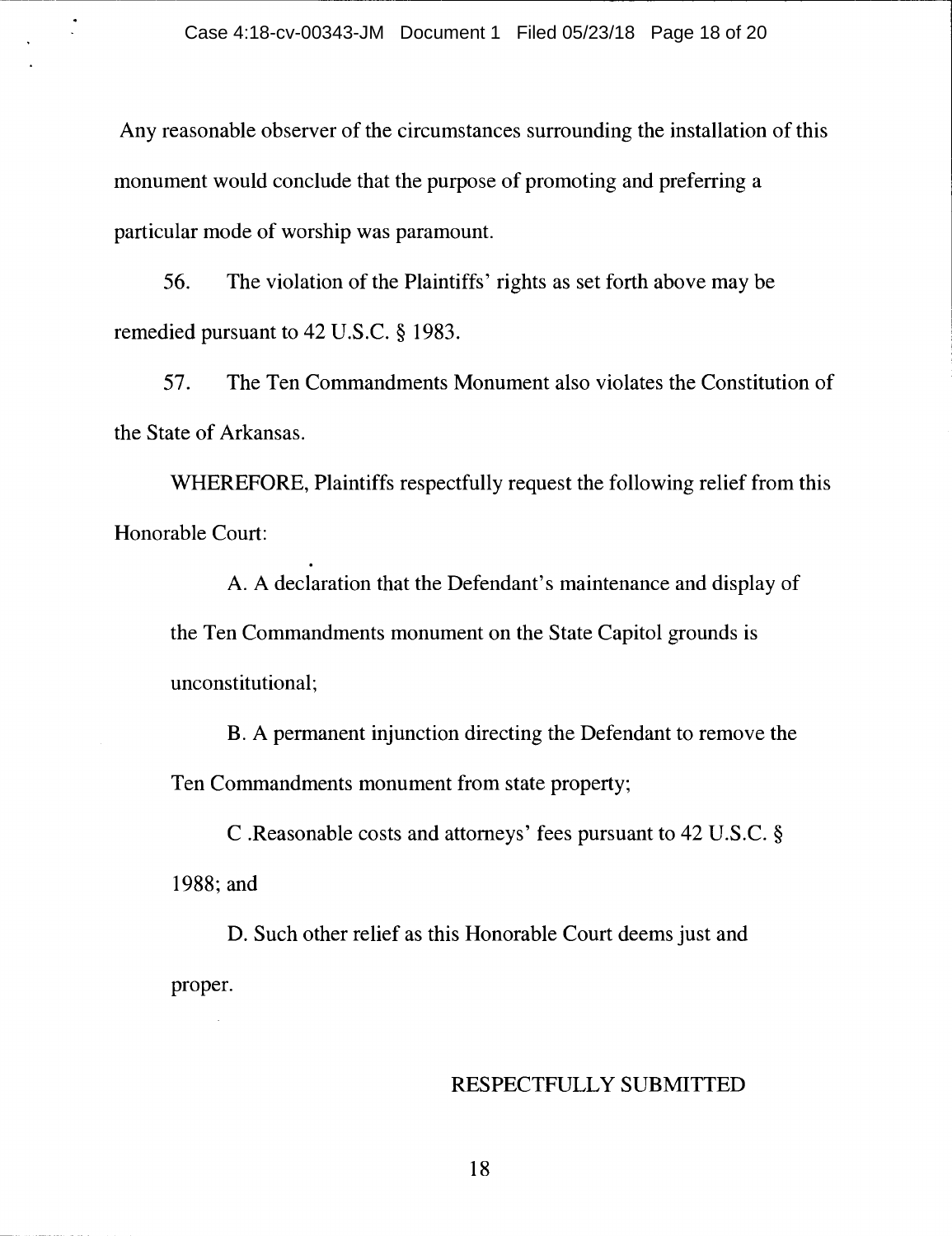Any reasonable observer of the circumstances surrounding the installation of this monument would conclude that the purpose of promoting and preferring a particular mode of worship was paramount.

56. The violation of the Plaintiffs' rights as set forth above may be remedied pursuant to 42 U.S.C. § 1983.

57. The Ten Commandments Monument also violates the Constitution of the State of Arkansas.

WHEREFORE, Plaintiffs respectfully request the following relief from this Honorable Court:

A. A declaration that the Defendant's maintenance and display of the Ten Commandments monument on the State Capitol grounds is unconstitutional;

B. A permanent injunction directing the Defendant to remove the Ten Commandments monument from state property;

C .Reasonable costs and attorneys' fees pursuant to 42 U.S.C. § 1988; and

D. Such other relief as this Honorable Court deems just and proper.

RESPECTFULLY SUBMITTED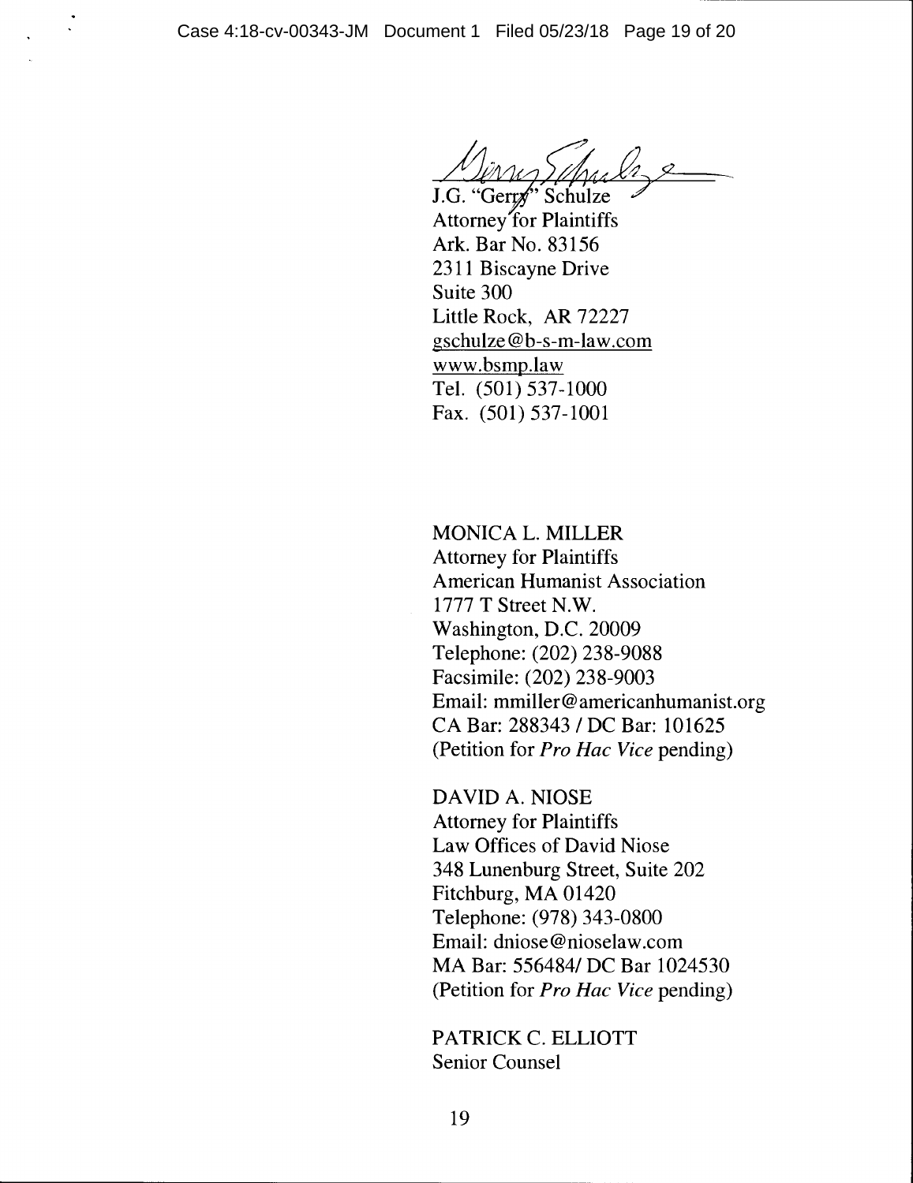J.G. "Gerry" Schulze
Attorney for Plaintiffs
Ark. Bar No. 83156
2311 Biscayne Drive
Suite 300
Little Rock, AR 72227
gschulze@b-s-m-law.com
www.bsmp.law
Tel. (501) 537-1000
Fax. (501) 537-1001

MONICA L. MILLER
Attorney for Plaintiffs
American Humanist Association
1777 T Street N.W.
Washington, D.C. 20009
Telephone: (202) 238-9088
Facsimile: (202) 238-9003
Email: mmiller@americanhumanist.org
CA Bar: 288343 / DC Bar: 101625
(Petition for *Pro Hac Vice* pending)

DAVID A. NIOSE
Attorney for Plaintiffs
Law Offices of David Niose
348 Lunenburg Street, Suite 202
Fitchburg, MA 01420
Telephone: (978) 343-0800
Email: dniose@nioselaw.com
MA Bar: 556484/ DC Bar 1024530
(Petition for *Pro Hac Vice* pending)

PATRICK C. ELLIOTT
Senior Counsel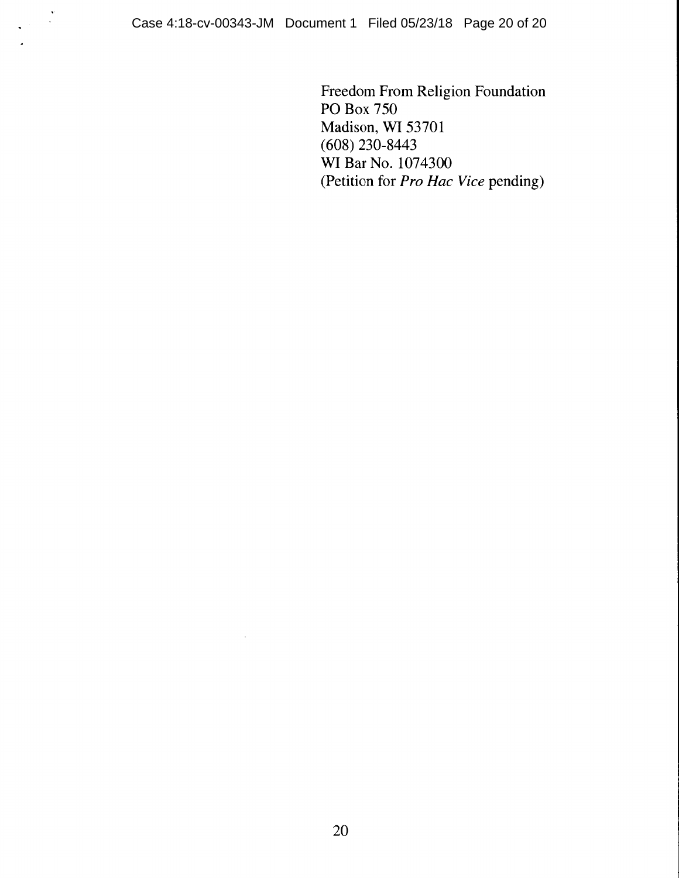Freedom From Religion Foundation
PO Box 750
Madison, WI 53701
(608) 230-8443
WI Bar No. 1074300
(Petition for *Pro Hac Vice* pending)